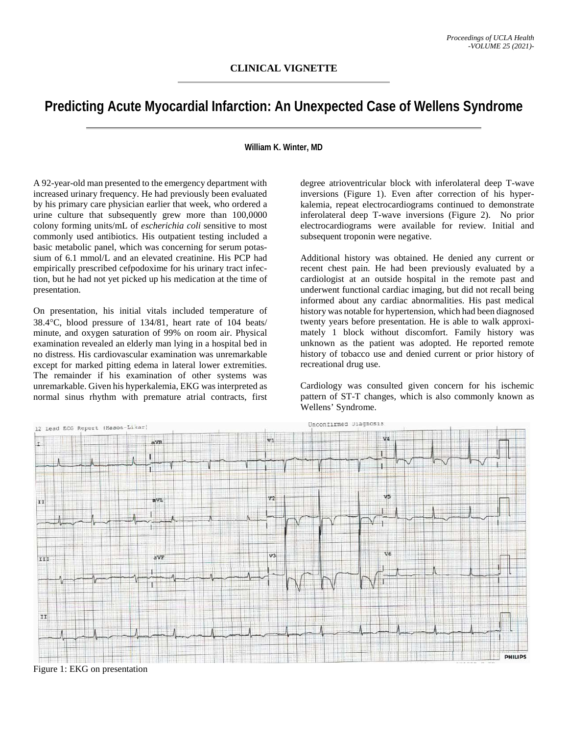**CLINICAL VIGNETTE**

# Predicting Acute Myocardial Infarction: An Unexpected Case of Wellens Syndrome

**William K. Winter, MD**

A 92-year-old man presented to the emergency department with increased urinary frequency. He had previously been evaluated by his primary care physician earlier that week, who ordered a urine culture that subsequently grew more than 100,0000 colony forming units/mL of *escherichia coli* sensitive to most commonly used antibiotics. His outpatient testing included a basic metabolic panel, which was concerning for serum potassium of 6.1 mmol/L and an elevated creatinine. His PCP had empirically prescribed cefpodoxime for his urinary tract infection, but he had not yet picked up his medication at the time of presentation.

On presentation, his initial vitals included temperature of 38.4°C, blood pressure of 134/81, heart rate of 104 beats/minute, and oxygen saturation of 99% on room air. Physical examination revealed an elderly man lying in a hospital bed in no distress. His cardiovascular examination was unremarkable except for marked pitting edema in lateral lower extremities. The remainder if his examination of other systems was unremarkable. Given his hyperkalemia, EKG was interpreted as normal sinus rhythm with premature atrial contracts, first degree atrioventricular block with inferolateral deep T-wave inversions (Figure 1). Even after correction of his hyperkalemia, repeat electrocardiograms continued to demonstrate inferolateral deep T-wave inversions (Figure 2). No prior electrocardiograms were available for review. Initial and subsequent troponin were negative.

Additional history was obtained. He denied any current or recent chest pain. He had been previously evaluated by a cardiologist at an outside hospital in the remote past and underwent functional cardiac imaging, but did not recall being informed about any cardiac abnormalities. His past medical history was notable for hypertension, which had been diagnosed twenty years before presentation. He is able to walk approximately 1 block without discomfort. Family history was unknown as the patient was adopted. He reported remote history of tobacco use and denied current or prior history of recreational drug use.

Cardiology was consulted given concern for his ischemic pattern of ST-T changes, which is also commonly known as Wellens' Syndrome.

Figure 1: EKG on presentation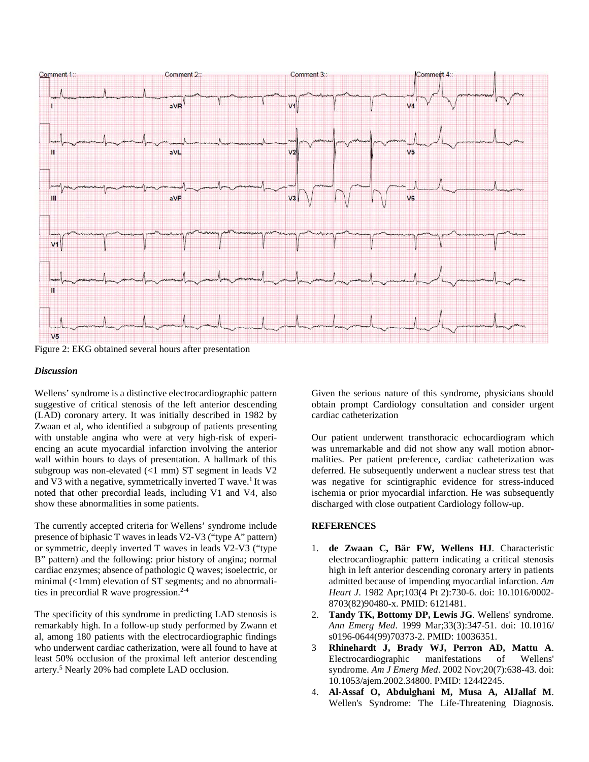Figure 2: EKG obtained several hours after presentation

### *Discussion*

Wellens' syndrome is a distinctive electrocardiographic pattern suggestive of critical stenosis of the left anterior descending (LAD) coronary artery. It was initially described in 1982 by Zwaan et al, who identified a subgroup of patients presenting with unstable angina who were at very high-risk of experiencing an acute myocardial infarction involving the anterior wall within hours to days of presentation. A hallmark of this subgroup was non-elevated (<1 mm) ST segment in leads V2 and V3 with a negative, symmetrically inverted T wave.[1] It was noted that other precordial leads, including V1 and V4, also show these abnormalities in some patients.

The currently accepted criteria for Wellens' syndrome include presence of biphasic T waves in leads V2-V3 ("type A" pattern) or symmetric, deeply inverted T waves in leads V2-V3 ("type B" pattern) and the following: prior history of angina; normal cardiac enzymes; absence of pathologic Q waves; isoelectric, or minimal (<1mm) elevation of ST segments; and no abnormalities in precordial R wave progression.[2-4]

The specificity of this syndrome in predicting LAD stenosis is remarkably high. In a follow-up study performed by Zwann et al, among 180 patients with the electrocardiographic findings who underwent cardiac catheterization, were all found to have at least 50% occlusion of the proximal left anterior descending artery.[5] Nearly 20% had complete LAD occlusion.

Given the serious nature of this syndrome, physicians should obtain prompt Cardiology consultation and consider urgent cardiac catheterization

Our patient underwent transthoracic echocardiogram which was unremarkable and did not show any wall motion abnormalities. Per patient preference, cardiac catheterization was deferred. He subsequently underwent a nuclear stress test that was negative for scintigraphic evidence for stress-induced ischemia or prior myocardial infarction. He was subsequently discharged with close outpatient Cardiology follow-up.

### REFERENCES

1. **de Zwaan C, Bär FW, Wellens HJ**. Characteristic electrocardiographic pattern indicating a critical stenosis high in left anterior descending coronary artery in patients admitted because of impending myocardial infarction. *Am Heart J*. 1982 Apr;103(4 Pt 2):730-6. doi: 10.1016/0002-8703(82)90480-x. PMID: 6121481.
2. **Tandy TK, Bottomy DP, Lewis JG**. Wellens' syndrome. *Ann Emerg Med*. 1999 Mar;33(3):347-51. doi: 10.1016/s0196-0644(99)70373-2. PMID: 10036351.
3. **Rhinehardt J, Brady WJ, Perron AD, Mattu A**. Electrocardiographic manifestations of Wellens' syndrome. *Am J Emerg Med*. 2002 Nov;20(7):638-43. doi: 10.1053/ajem.2002.34800. PMID: 12442245.
4. **Al-Assaf O, Abdulghani M, Musa A, AlJallaf M**. Wellen's Syndrome: The Life-Threatening Diagnosis.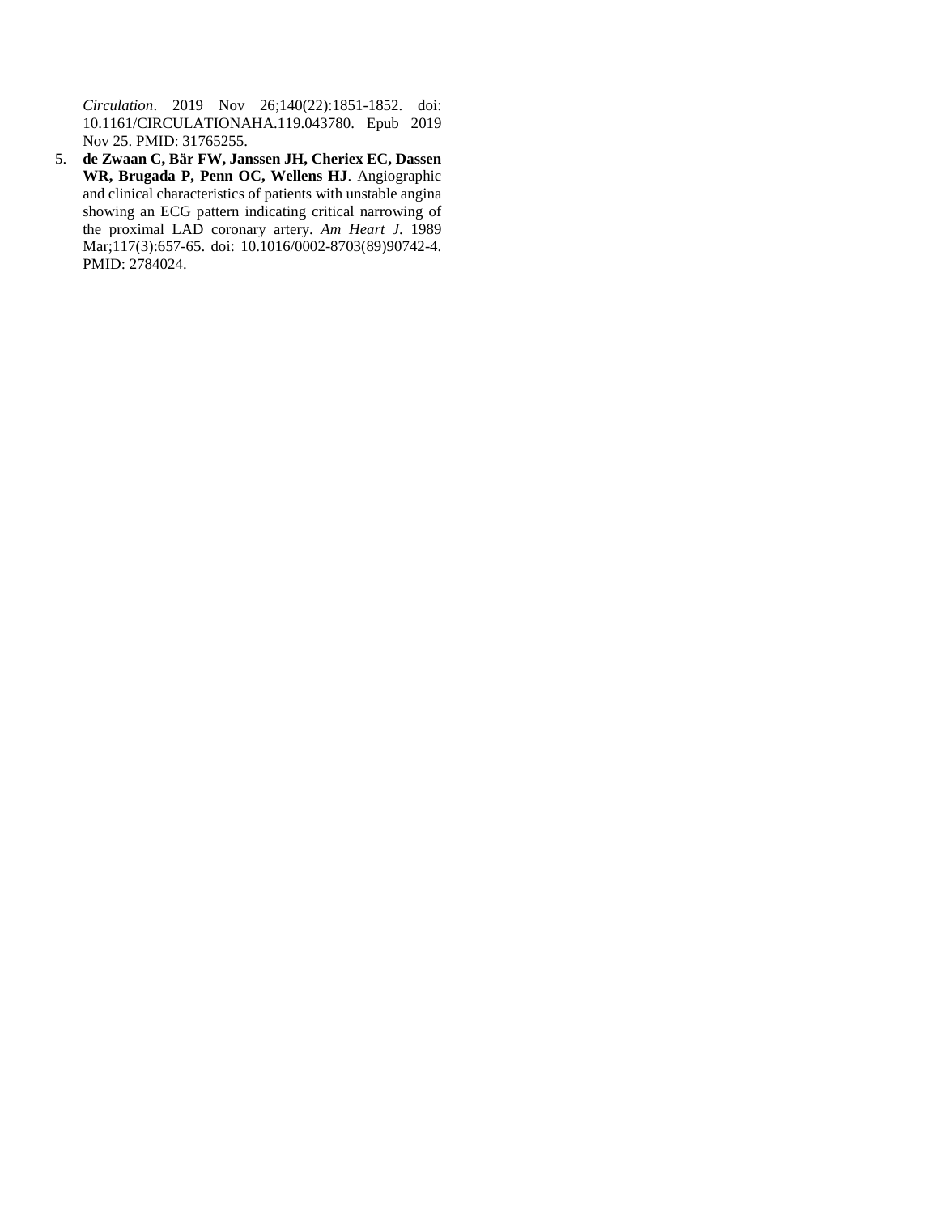*Circulation*. 2019 Nov 26;140(22):1851-1852. doi: 10.1161/CIRCULATIONAHA.119.043780. Epub 2019 Nov 25. PMID: 31765255.

5. **de Zwaan C, Bär FW, Janssen JH, Cheriex EC, Dassen WR, Brugada P, Penn OC, Wellens HJ**. Angiographic and clinical characteristics of patients with unstable angina showing an ECG pattern indicating critical narrowing of the proximal LAD coronary artery. *Am Heart J*. 1989 Mar;117(3):657-65. doi: 10.1016/0002-8703(89)90742-4. PMID: 2784024.